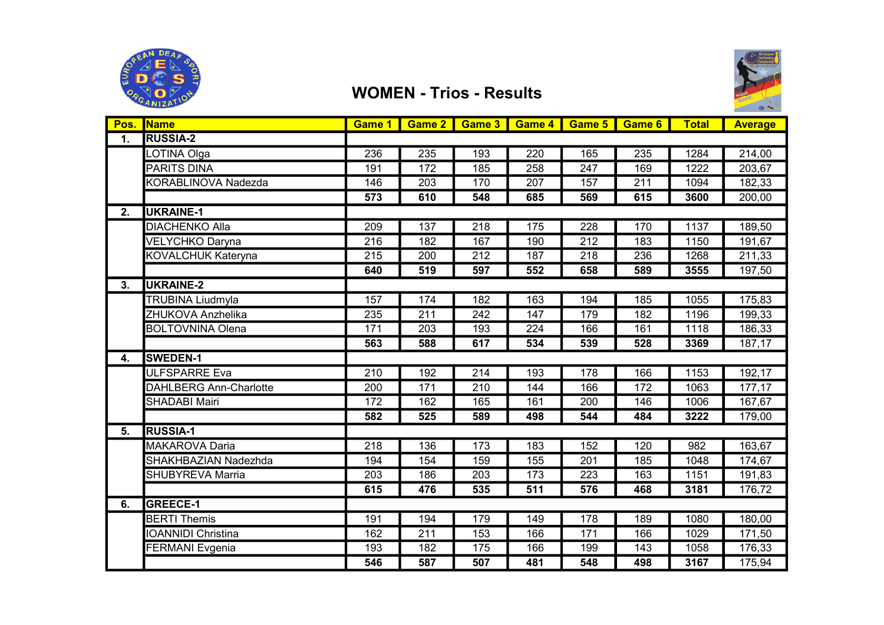# WOMEN - Trios - Results

| Pos. | Name | Game 1 | Game 2 | Game 3 | Game 4 | Game 5 | Game 6 | Total | Average |
|---|---|---|---|---|---|---|---|---|---|
| 1. | **RUSSIA-2** | | | | | | | | |
| | LOTINA Olga | 236 | 235 | 193 | 220 | 165 | 235 | 1284 | 214,00 |
| | PARITS DINA | 191 | 172 | 185 | 258 | 247 | 169 | 1222 | 203,67 |
| | KORABLINOVA Nadezda | 146 | 203 | 170 | 207 | 157 | 211 | 1094 | 182,33 |
| | | **573** | **610** | **548** | **685** | **569** | **615** | **3600** | 200,00 |
| 2. | **UKRAINE-1** | | | | | | | | |
| | DIACHENKO Alla | 209 | 137 | 218 | 175 | 228 | 170 | 1137 | 189,50 |
| | VELYCHKO Daryna | 216 | 182 | 167 | 190 | 212 | 183 | 1150 | 191,67 |
| | KOVALCHUK Kateryna | 215 | 200 | 212 | 187 | 218 | 236 | 1268 | 211,33 |
| | | **640** | **519** | **597** | **552** | **658** | **589** | **3555** | 197,50 |
| 3. | **UKRAINE-2** | | | | | | | | |
| | TRUBINA Liudmyla | 157 | 174 | 182 | 163 | 194 | 185 | 1055 | 175,83 |
| | ZHUKOVA Anzhelika | 235 | 211 | 242 | 147 | 179 | 182 | 1196 | 199,33 |
| | BOLTOVNINA Olena | 171 | 203 | 193 | 224 | 166 | 161 | 1118 | 186,33 |
| | | **563** | **588** | **617** | **534** | **539** | **528** | **3369** | 187,17 |
| 4. | **SWEDEN-1** | | | | | | | | |
| | ULFSPARRE Eva | 210 | 192 | 214 | 193 | 178 | 166 | 1153 | 192,17 |
| | DAHLBERG Ann-Charlotte | 200 | 171 | 210 | 144 | 166 | 172 | 1063 | 177,17 |
| | SHADABI Mairi | 172 | 162 | 165 | 161 | 200 | 146 | 1006 | 167,67 |
| | | **582** | **525** | **589** | **498** | **544** | **484** | **3222** | 179,00 |
| 5. | **RUSSIA-1** | | | | | | | | |
| | MAKAROVA Daria | 218 | 136 | 173 | 183 | 152 | 120 | 982 | 163,67 |
| | SHAKHBAZIAN Nadezhda | 194 | 154 | 159 | 155 | 201 | 185 | 1048 | 174,67 |
| | SHUBYREVA Marria | 203 | 186 | 203 | 173 | 223 | 163 | 1151 | 191,83 |
| | | **615** | **476** | **535** | **511** | **576** | **468** | **3181** | 176,72 |
| 6. | **GREECE-1** | | | | | | | | |
| | BERTI Themis | 191 | 194 | 179 | 149 | 178 | 189 | 1080 | 180,00 |
| | IOANNIDI Christina | 162 | 211 | 153 | 166 | 171 | 166 | 1029 | 171,50 |
| | FERMANI Evgenia | 193 | 182 | 175 | 166 | 199 | 143 | 1058 | 176,33 |
| | | **546** | **587** | **507** | **481** | **548** | **498** | **3167** | 175,94 |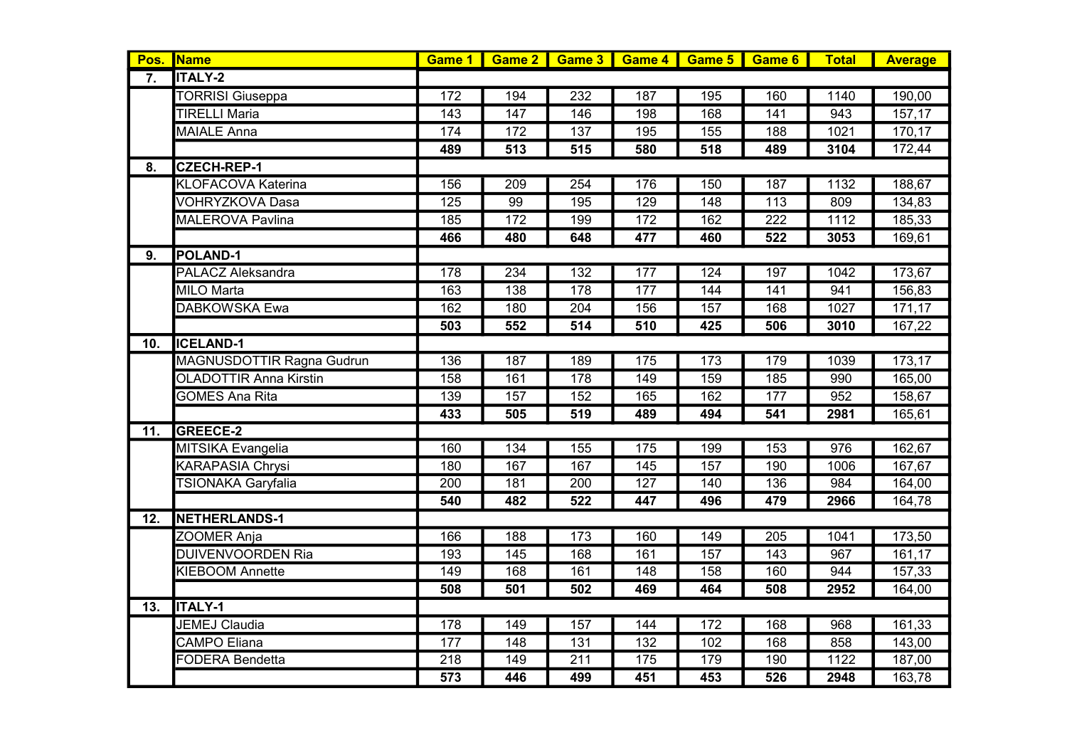| Pos. | Name | Game 1 | Game 2 | Game 3 | Game 4 | Game 5 | Game 6 | Total | Average |
|---|---|---|---|---|---|---|---|---|---|
| 7. | **ITALY-2** | | | | | | | | |
| | TORRISI Giuseppa | 172 | 194 | 232 | 187 | 195 | 160 | 1140 | 190,00 |
| | TIRELLI Maria | 143 | 147 | 146 | 198 | 168 | 141 | 943 | 157,17 |
| | MAIALE Anna | 174 | 172 | 137 | 195 | 155 | 188 | 1021 | 170,17 |
| | | **489** | **513** | **515** | **580** | **518** | **489** | **3104** | 172,44 |
| 8. | **CZECH-REP-1** | | | | | | | | |
| | KLOFACOVA Katerina | 156 | 209 | 254 | 176 | 150 | 187 | 1132 | 188,67 |
| | VOHRYZKOVA Dasa | 125 | 99 | 195 | 129 | 148 | 113 | 809 | 134,83 |
| | MALEROVA Pavlina | 185 | 172 | 199 | 172 | 162 | 222 | 1112 | 185,33 |
| | | **466** | **480** | **648** | **477** | **460** | **522** | **3053** | 169,61 |
| 9. | **POLAND-1** | | | | | | | | |
| | PALACZ Aleksandra | 178 | 234 | 132 | 177 | 124 | 197 | 1042 | 173,67 |
| | MILO Marta | 163 | 138 | 178 | 177 | 144 | 141 | 941 | 156,83 |
| | DABKOWSKA Ewa | 162 | 180 | 204 | 156 | 157 | 168 | 1027 | 171,17 |
| | | **503** | **552** | **514** | **510** | **425** | **506** | **3010** | 167,22 |
| 10. | **ICELAND-1** | | | | | | | | |
| | MAGNUSDOTTIR Ragna Gudrun | 136 | 187 | 189 | 175 | 173 | 179 | 1039 | 173,17 |
| | OLADOTTIR Anna Kirstin | 158 | 161 | 178 | 149 | 159 | 185 | 990 | 165,00 |
| | GOMES Ana Rita | 139 | 157 | 152 | 165 | 162 | 177 | 952 | 158,67 |
| | | **433** | **505** | **519** | **489** | **494** | **541** | **2981** | 165,61 |
| 11. | **GREECE-2** | | | | | | | | |
| | MITSIKA Evangelia | 160 | 134 | 155 | 175 | 199 | 153 | 976 | 162,67 |
| | KARAPASIA Chrysi | 180 | 167 | 167 | 145 | 157 | 190 | 1006 | 167,67 |
| | TSIONAKA Garyfalia | 200 | 181 | 200 | 127 | 140 | 136 | 984 | 164,00 |
| | | **540** | **482** | **522** | **447** | **496** | **479** | **2966** | 164,78 |
| 12. | **NETHERLANDS-1** | | | | | | | | |
| | ZOOMER Anja | 166 | 188 | 173 | 160 | 149 | 205 | 1041 | 173,50 |
| | DUIVENVOORDEN Ria | 193 | 145 | 168 | 161 | 157 | 143 | 967 | 161,17 |
| | KIEBOOM Annette | 149 | 168 | 161 | 148 | 158 | 160 | 944 | 157,33 |
| | | **508** | **501** | **502** | **469** | **464** | **508** | **2952** | 164,00 |
| 13. | **ITALY-1** | | | | | | | | |
| | JEMEJ Claudia | 178 | 149 | 157 | 144 | 172 | 168 | 968 | 161,33 |
| | CAMPO Eliana | 177 | 148 | 131 | 132 | 102 | 168 | 858 | 143,00 |
| | FODERA Bendetta | 218 | 149 | 211 | 175 | 179 | 190 | 1122 | 187,00 |
| | | **573** | **446** | **499** | **451** | **453** | **526** | **2948** | 163,78 |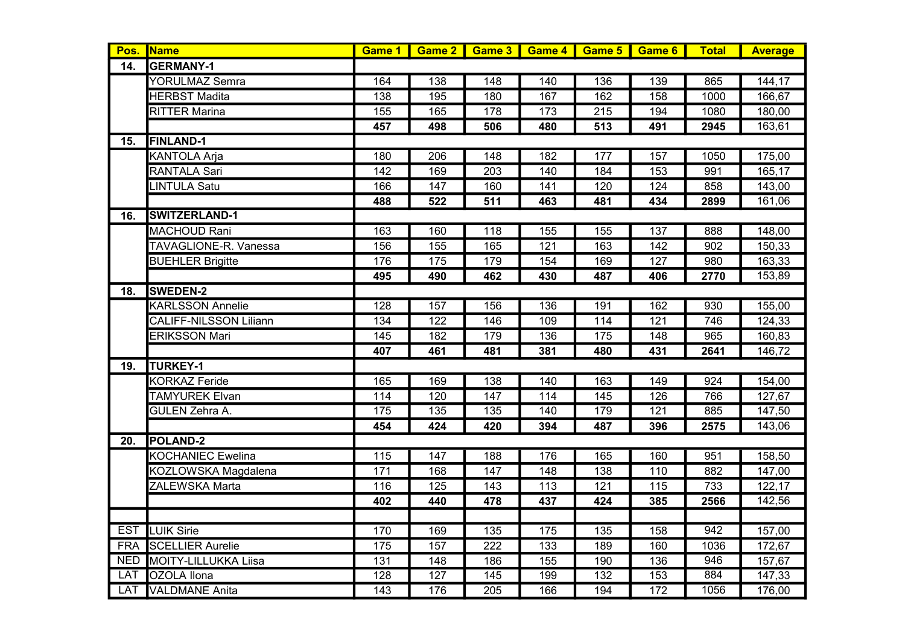| Pos. | Name | Game 1 | Game 2 | Game 3 | Game 4 | Game 5 | Game 6 | Total | Average |
|---|---|---|---|---|---|---|---|---|---|
| 14. | GERMANY-1 | | | | | | | | |
| | YORULMAZ Semra | 164 | 138 | 148 | 140 | 136 | 139 | 865 | 144,17 |
| | HERBST Madita | 138 | 195 | 180 | 167 | 162 | 158 | 1000 | 166,67 |
| | RITTER Marina | 155 | 165 | 178 | 173 | 215 | 194 | 1080 | 180,00 |
| | | **457** | **498** | **506** | **480** | **513** | **491** | **2945** | 163,61 |
| 15. | FINLAND-1 | | | | | | | | |
| | KANTOLA Arja | 180 | 206 | 148 | 182 | 177 | 157 | 1050 | 175,00 |
| | RANTALA Sari | 142 | 169 | 203 | 140 | 184 | 153 | 991 | 165,17 |
| | LINTULA Satu | 166 | 147 | 160 | 141 | 120 | 124 | 858 | 143,00 |
| | | **488** | **522** | **511** | **463** | **481** | **434** | **2899** | 161,06 |
| 16. | SWITZERLAND-1 | | | | | | | | |
| | MACHOUD Rani | 163 | 160 | 118 | 155 | 155 | 137 | 888 | 148,00 |
| | TAVAGLIONE-R. Vanessa | 156 | 155 | 165 | 121 | 163 | 142 | 902 | 150,33 |
| | BUEHLER Brigitte | 176 | 175 | 179 | 154 | 169 | 127 | 980 | 163,33 |
| | | **495** | **490** | **462** | **430** | **487** | **406** | **2770** | 153,89 |
| 18. | SWEDEN-2 | | | | | | | | |
| | KARLSSON Annelie | 128 | 157 | 156 | 136 | 191 | 162 | 930 | 155,00 |
| | CALIFF-NILSSON Liliann | 134 | 122 | 146 | 109 | 114 | 121 | 746 | 124,33 |
| | ERIKSSON Mari | 145 | 182 | 179 | 136 | 175 | 148 | 965 | 160,83 |
| | | **407** | **461** | **481** | **381** | **480** | **431** | **2641** | 146,72 |
| 19. | TURKEY-1 | | | | | | | | |
| | KORKAZ Feride | 165 | 169 | 138 | 140 | 163 | 149 | 924 | 154,00 |
| | TAMYUREK Elvan | 114 | 120 | 147 | 114 | 145 | 126 | 766 | 127,67 |
| | GULEN Zehra A. | 175 | 135 | 135 | 140 | 179 | 121 | 885 | 147,50 |
| | | **454** | **424** | **420** | **394** | **487** | **396** | **2575** | 143,06 |
| 20. | POLAND-2 | | | | | | | | |
| | KOCHANIEC Ewelina | 115 | 147 | 188 | 176 | 165 | 160 | 951 | 158,50 |
| | KOZLOWSKA Magdalena | 171 | 168 | 147 | 148 | 138 | 110 | 882 | 147,00 |
| | ZALEWSKA Marta | 116 | 125 | 143 | 113 | 121 | 115 | 733 | 122,17 |
| | | **402** | **440** | **478** | **437** | **424** | **385** | **2566** | 142,56 |
| | | | | | | | | | |
| EST | LUIK Sirie | 170 | 169 | 135 | 175 | 135 | 158 | 942 | 157,00 |
| FRA | SCELLIER Aurelie | 175 | 157 | 222 | 133 | 189 | 160 | 1036 | 172,67 |
| NED | MOITY-LILLUKKA Liisa | 131 | 148 | 186 | 155 | 190 | 136 | 946 | 157,67 |
| LAT | OZOLA Ilona | 128 | 127 | 145 | 199 | 132 | 153 | 884 | 147,33 |
| LAT | VALDMANE Anita | 143 | 176 | 205 | 166 | 194 | 172 | 1056 | 176,00 |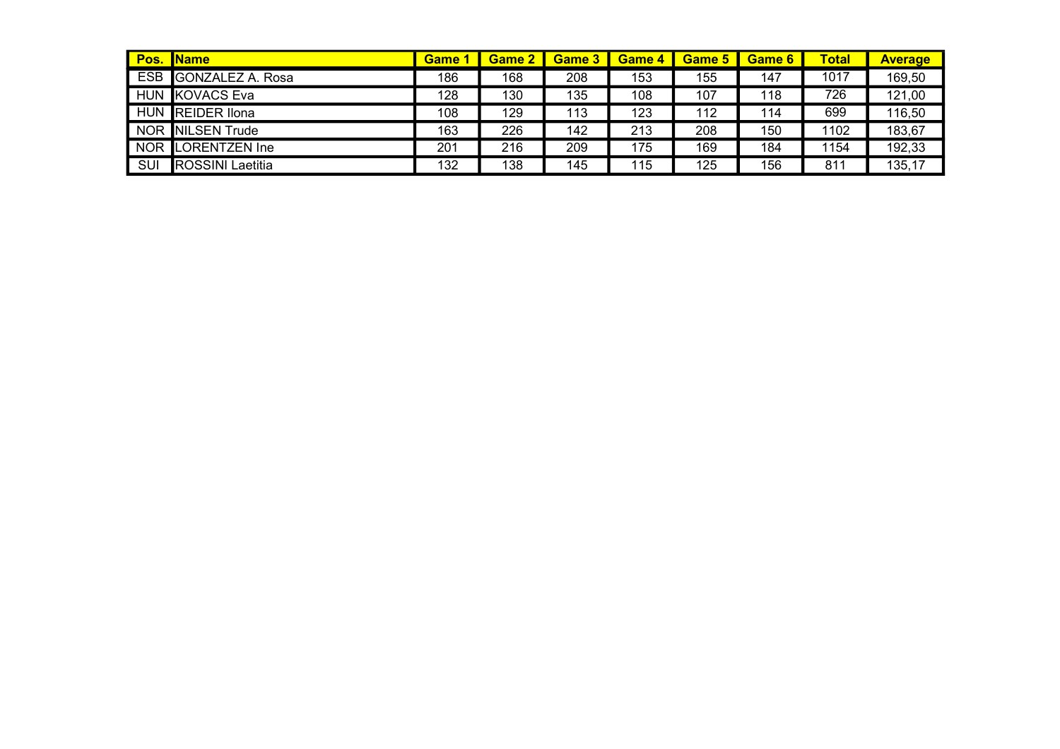| Pos. | Name | Game 1 | Game 2 | Game 3 | Game 4 | Game 5 | Game 6 | Total | Average |
|---|---|---|---|---|---|---|---|---|---|
| ESB | GONZALEZ A. Rosa | 186 | 168 | 208 | 153 | 155 | 147 | 1017 | 169,50 |
| HUN | KOVACS Eva | 128 | 130 | 135 | 108 | 107 | 118 | 726 | 121,00 |
| HUN | REIDER Ilona | 108 | 129 | 113 | 123 | 112 | 114 | 699 | 116,50 |
| NOR | NILSEN Trude | 163 | 226 | 142 | 213 | 208 | 150 | 1102 | 183,67 |
| NOR | LORENTZEN Ine | 201 | 216 | 209 | 175 | 169 | 184 | 1154 | 192,33 |
| SUI | ROSSINI Laetitia | 132 | 138 | 145 | 115 | 125 | 156 | 811 | 135,17 |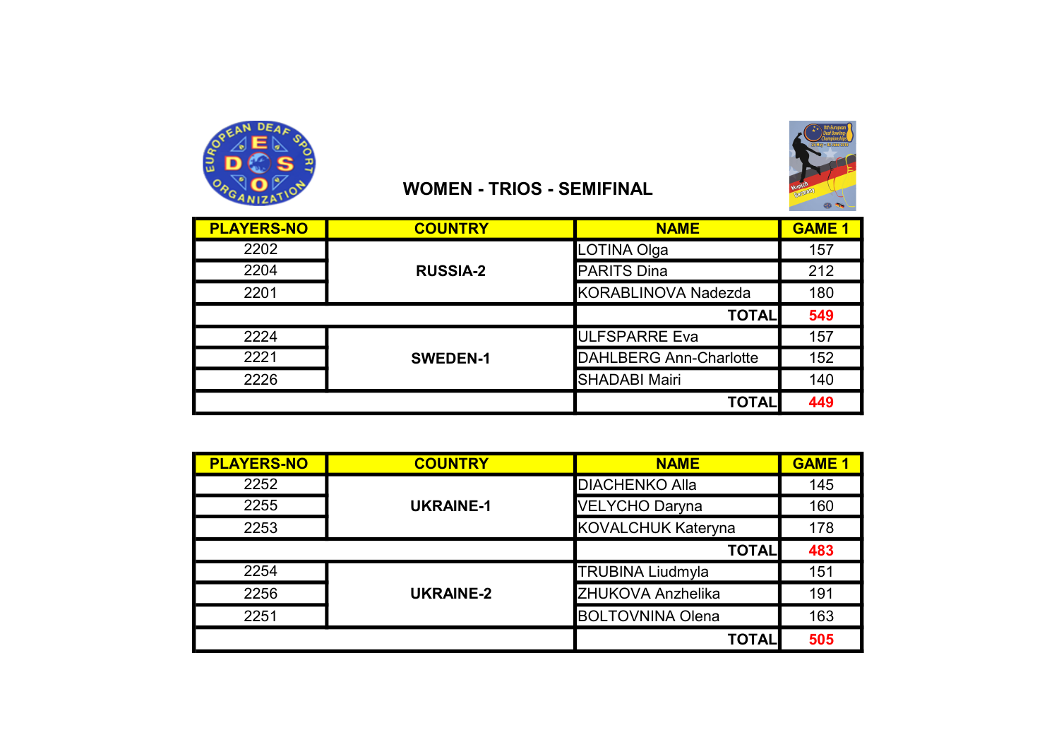## WOMEN - TRIOS - SEMIFINAL

| PLAYERS-NO | COUNTRY | NAME | GAME 1 |
|---|---|---|---|
| 2202 | RUSSIA-2 | LOTINA Olga | 157 |
| 2204 | | PARITS Dina | 212 |
| 2201 | | KORABLINOVA Nadezda | 180 |
| | | **TOTAL** | **549** |
| 2224 | SWEDEN-1 | ULFSPARRE Eva | 157 |
| 2221 | | DAHLBERG Ann-Charlotte | 152 |
| 2226 | | SHADABI Mairi | 140 |
| | | **TOTAL** | **449** |

| PLAYERS-NO | COUNTRY | NAME | GAME 1 |
|---|---|---|---|
| 2252 | UKRAINE-1 | DIACHENKO Alla | 145 |
| 2255 | | VELYCHO Daryna | 160 |
| 2253 | | KOVALCHUK Kateryna | 178 |
| | | **TOTAL** | **483** |
| 2254 | UKRAINE-2 | TRUBINA Liudmyla | 151 |
| 2256 | | ZHUKOVA Anzhelika | 191 |
| 2251 | | BOLTOVNINA Olena | 163 |
| | | **TOTAL** | **505** |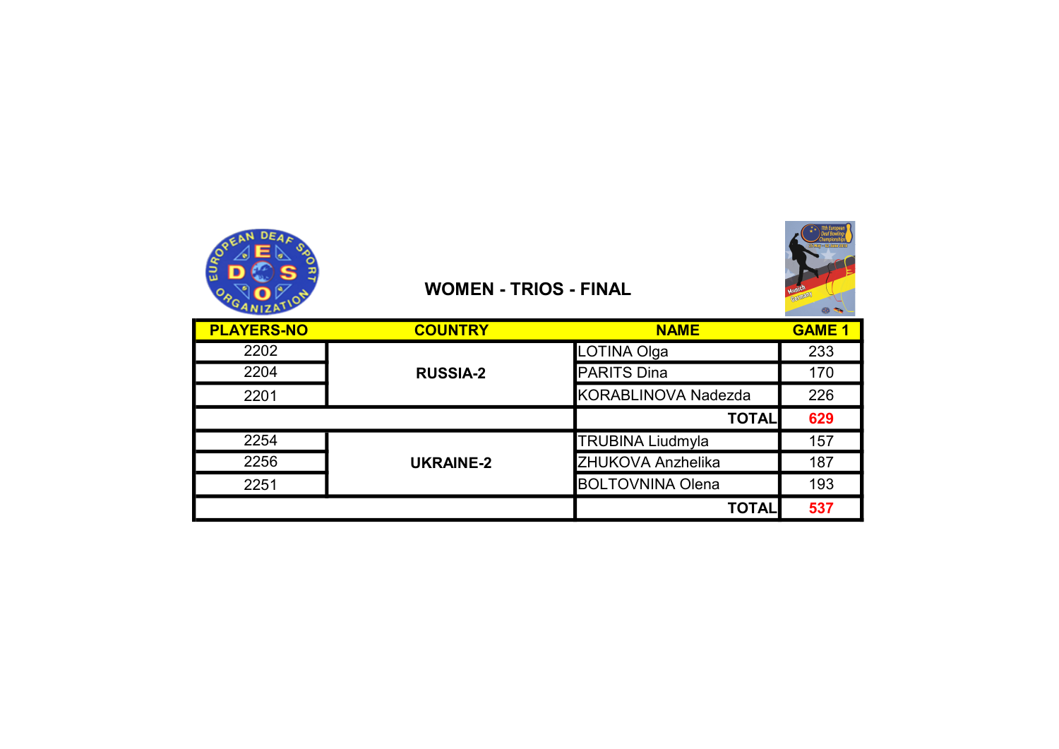# WOMEN - TRIOS - FINAL

| PLAYERS-NO | COUNTRY | NAME | GAME 1 |
|---|---|---|---|
| 2202 | RUSSIA-2 | LOTINA Olga | 233 |
| 2204 | | PARITS Dina | 170 |
| 2201 | | KORABLINOVA Nadezda | 226 |
| | | **TOTAL** | **629** |
| 2254 | UKRAINE-2 | TRUBINA Liudmyla | 157 |
| 2256 | | ZHUKOVA Anzhelika | 187 |
| 2251 | | BOLTOVNINA Olena | 193 |
| | | **TOTAL** | **537** |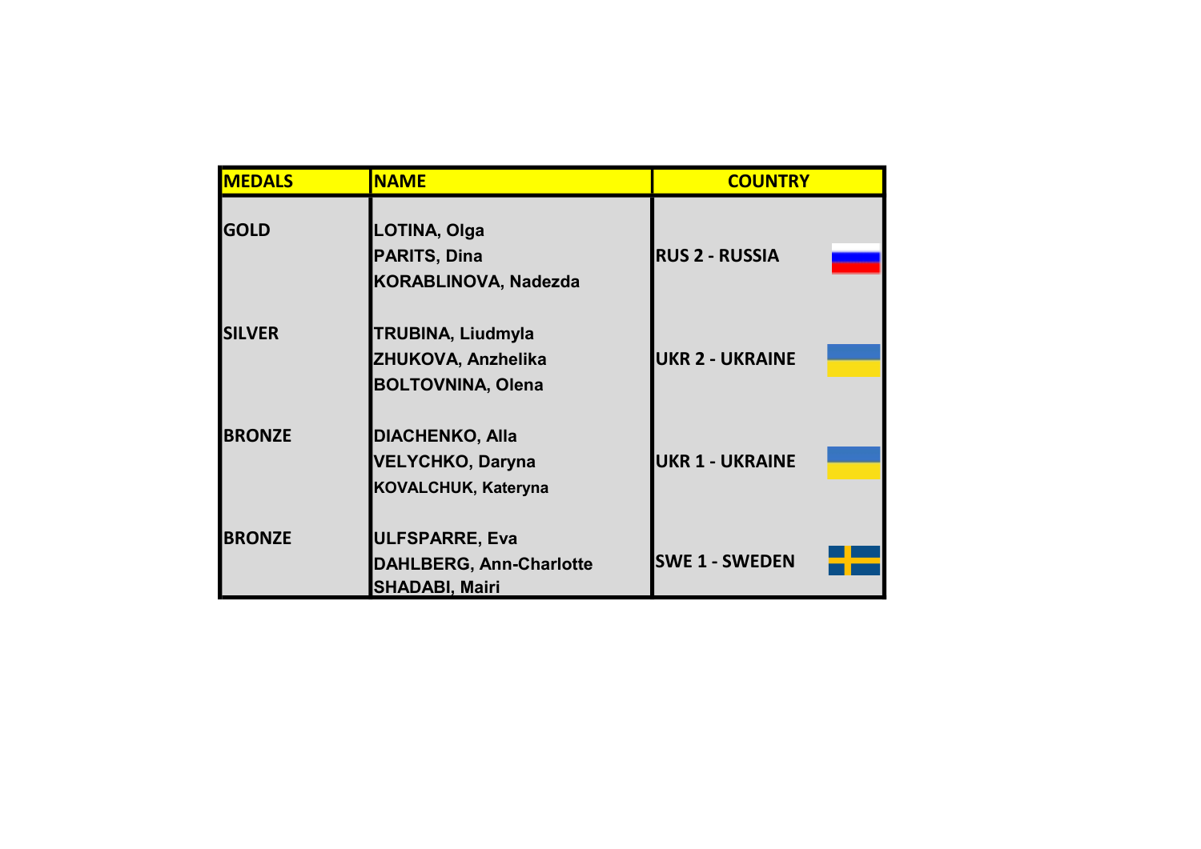| MEDALS | NAME | COUNTRY |
| --- | --- | --- |
| GOLD | LOTINA, Olga<br>PARITS, Dina<br>KORABLINOVA, Nadezda | RUS 2 - RUSSIA |
| SILVER | TRUBINA, Liudmyla<br>ZHUKOVA, Anzhelika<br>BOLTOVNINA, Olena | UKR 2 - UKRAINE |
| BRONZE | DIACHENKO, Alla<br>VELYCHKO, Daryna<br>KOVALCHUK, Kateryna | UKR 1 - UKRAINE |
| BRONZE | ULFSPARRE, Eva<br>DAHLBERG, Ann-Charlotte<br>SHADABI, Mairi | SWE 1 - SWEDEN |